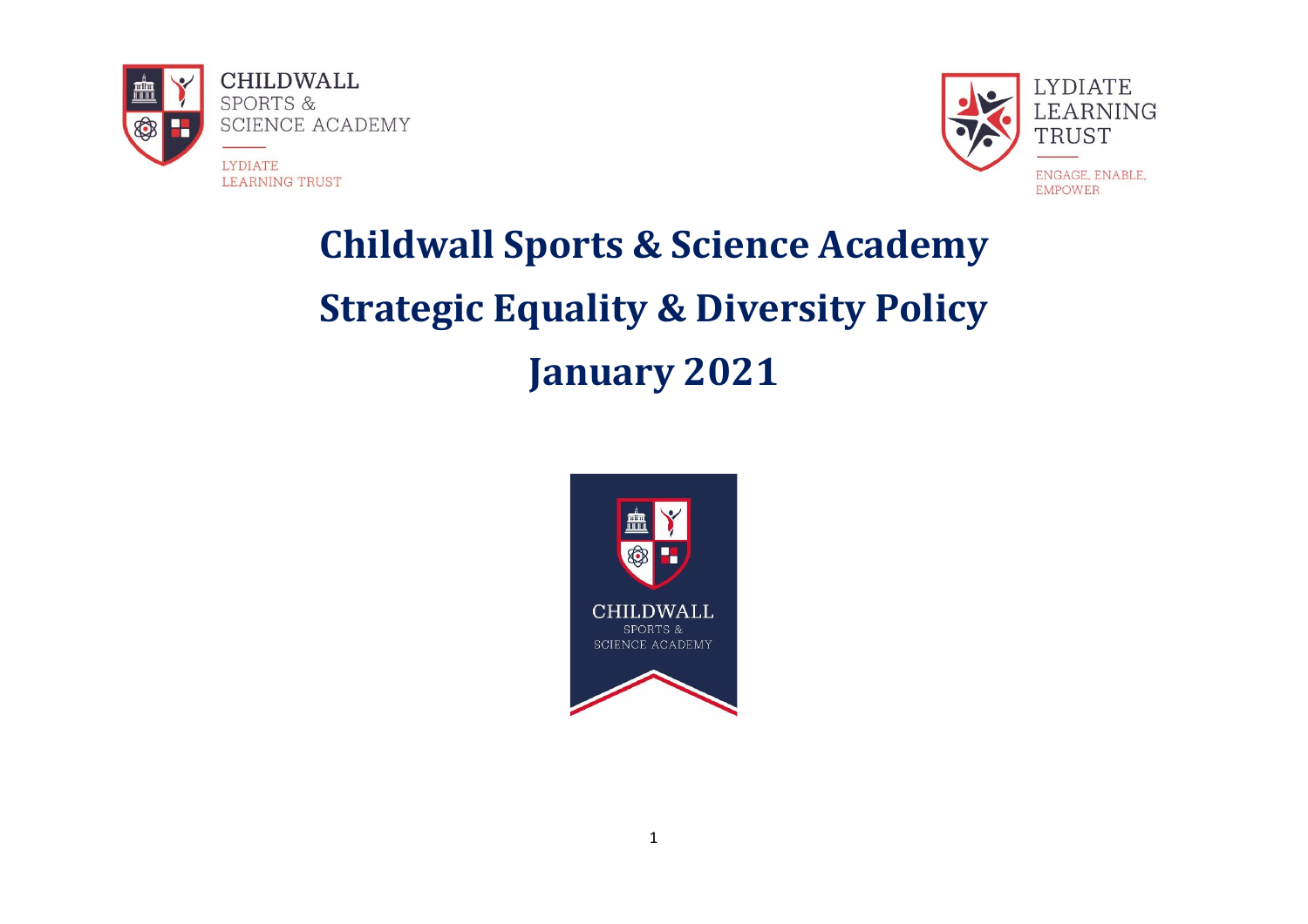CHILDWALL
SPORTS &
SCIENCE ACADEMY

LYDIATE
LEARNING TRUST

LYDIATE
LEARNING
TRUST

ENGAGE, ENABLE,
EMPOWER

# Childwall Sports & Science Academy

# Strategic Equality & Diversity Policy

# January 2021

CHILDWALL
SPORTS &
SCIENCE ACADEMY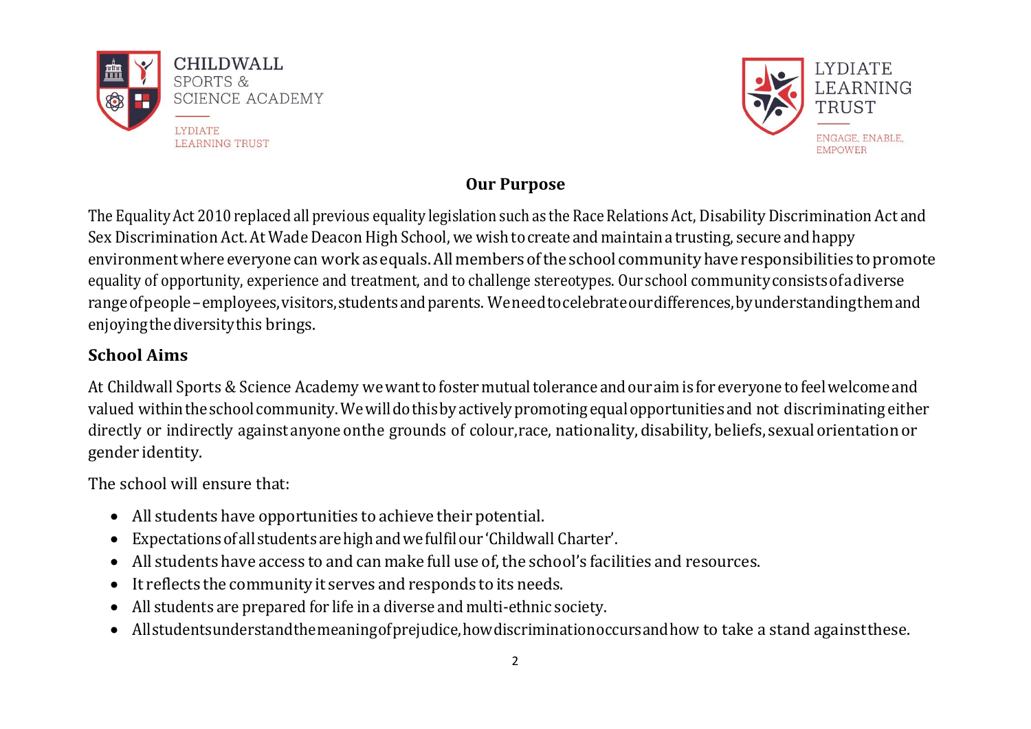## Our Purpose

The Equality Act 2010 replaced all previous equality legislation such as the Race Relations Act, Disability Discrimination Act and Sex Discrimination Act. At Wade Deacon High School, we wish to create and maintain a trusting, secure and happy environment where everyone can work as equals. All members of the school community have responsibilities to promote equality of opportunity, experience and treatment, and to challenge stereotypes. Our school community consists of a diverse range of people – employees, visitors, students and parents. We need to celebrate our differences, by understanding them and enjoying the diversity this brings.

## School Aims

At Childwall Sports & Science Academy we want to foster mutual tolerance and our aim is for everyone to feel welcome and valued within the school community. We will do this by actively promoting equal opportunities and not discriminating either directly or indirectly against anyone on the grounds of colour, race, nationality, disability, beliefs, sexual orientation or gender identity.

The school will ensure that:

- All students have opportunities to achieve their potential.
- Expectations of all students are high and we fulfil our 'Childwall Charter'.
- All students have access to and can make full use of, the school's facilities and resources.
- It reflects the community it serves and responds to its needs.
- All students are prepared for life in a diverse and multi-ethnic society.
- All students understand the meaning of prejudice, how discrimination occurs and how to take a stand against these.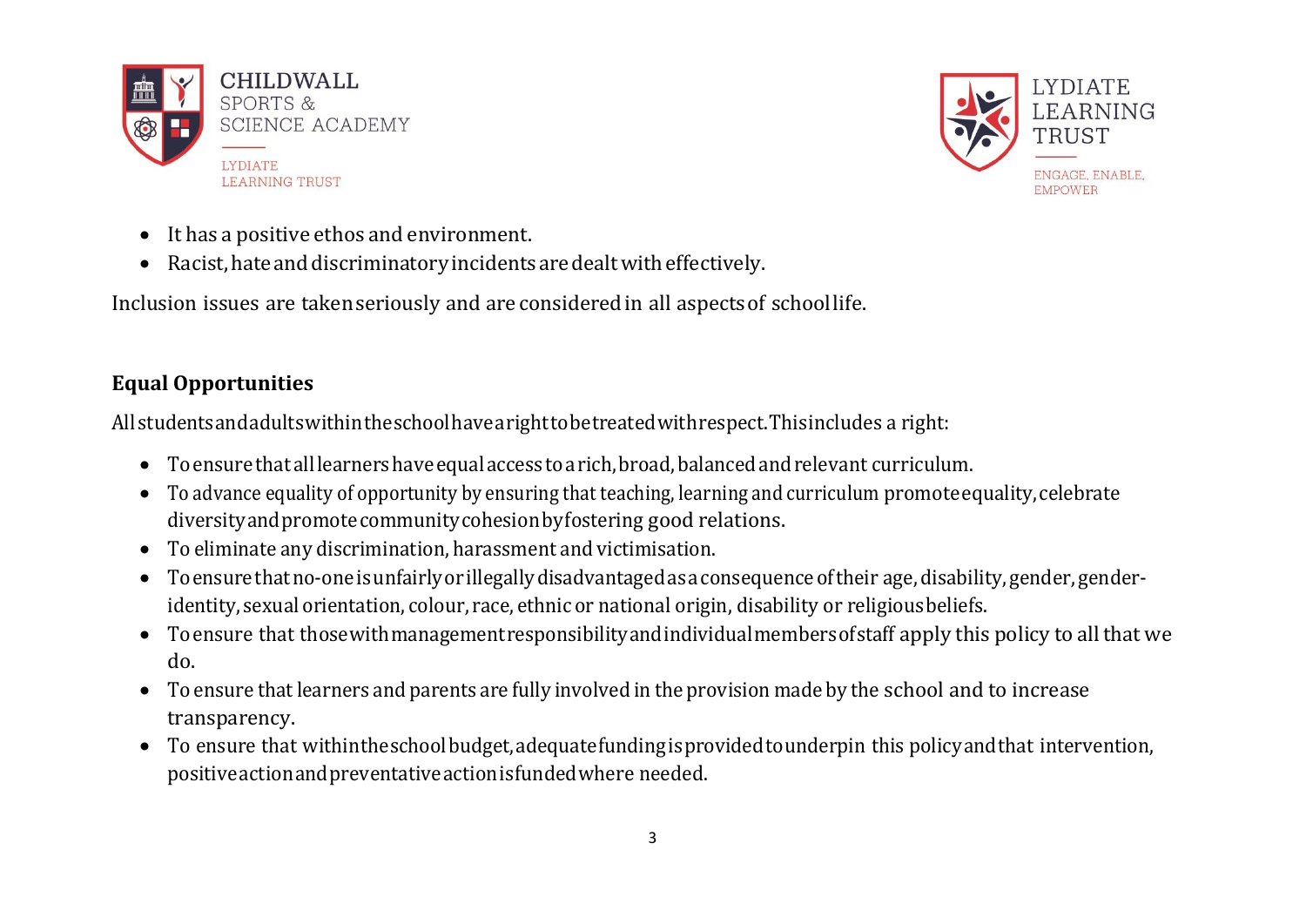- It has a positive ethos and environment.
- Racist, hate and discriminatory incidents are dealt with effectively.

Inclusion issues are taken seriously and are considered in all aspects of school life.

## Equal Opportunities

All students and adults within the school have a right to be treated with respect. This includes a right:

- To ensure that all learners have equal access to a rich, broad, balanced and relevant curriculum.
- To advance equality of opportunity by ensuring that teaching, learning and curriculum promote equality, celebrate diversity and promote community cohesion by fostering good relations.
- To eliminate any discrimination, harassment and victimisation.
- To ensure that no-one is unfairly or illegally disadvantaged as a consequence of their age, disability, gender, gender-identity, sexual orientation, colour, race, ethnic or national origin, disability or religious beliefs.
- To ensure that those with management responsibility and individual members of staff apply this policy to all that we do.
- To ensure that learners and parents are fully involved in the provision made by the school and to increase transparency.
- To ensure that within the school budget, adequate funding is provided to underpin this policy and that intervention, positive action and preventative action is funded where needed.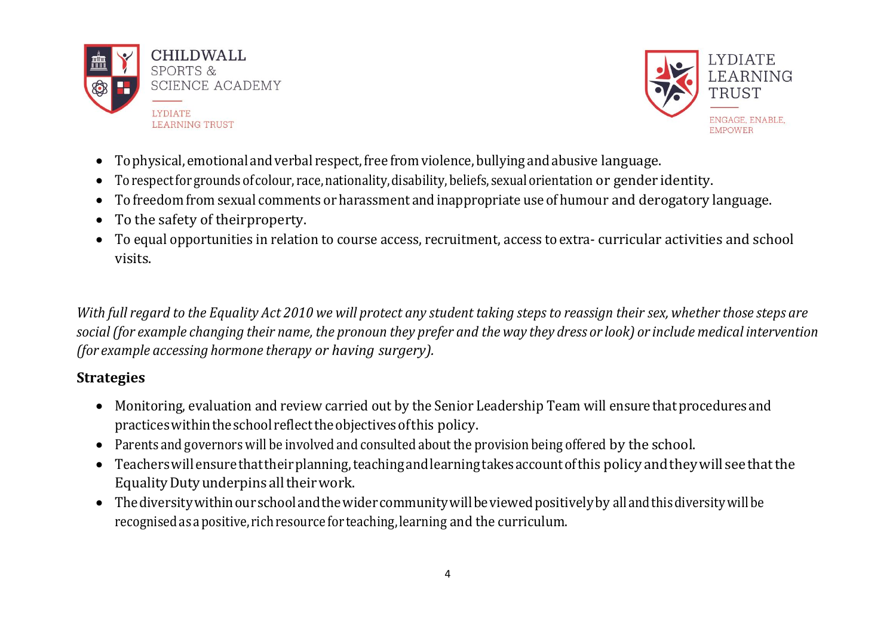- To physical, emotional and verbal respect, free from violence, bullying and abusive language.
- To respect for grounds of colour, race, nationality, disability, beliefs, sexual orientation or gender identity.
- To freedom from sexual comments or harassment and inappropriate use of humour and derogatory language.
- To the safety of theirproperty.
- To equal opportunities in relation to course access, recruitment, access to extra- curricular activities and school visits.

*With full regard to the Equality Act 2010 we will protect any student taking steps to reassign their sex, whether those steps are social (for example changing their name, the pronoun they prefer and the way they dress or look) or include medical intervention (for example accessing hormone therapy or having surgery).*

**Strategies**

- Monitoring, evaluation and review carried out by the Senior Leadership Team will ensure that procedures and practices within the school reflect the objectives of this policy.
- Parents and governors will be involved and consulted about the provision being offered by the school.
- Teachers will ensure that their planning, teaching and learning takes account of this policy and they will see that the Equality Duty underpins all their work.
- The diversity within our school and the wider community will be viewed positively by all and this diversity will be recognised as a positive, rich resource for teaching, learning and the curriculum.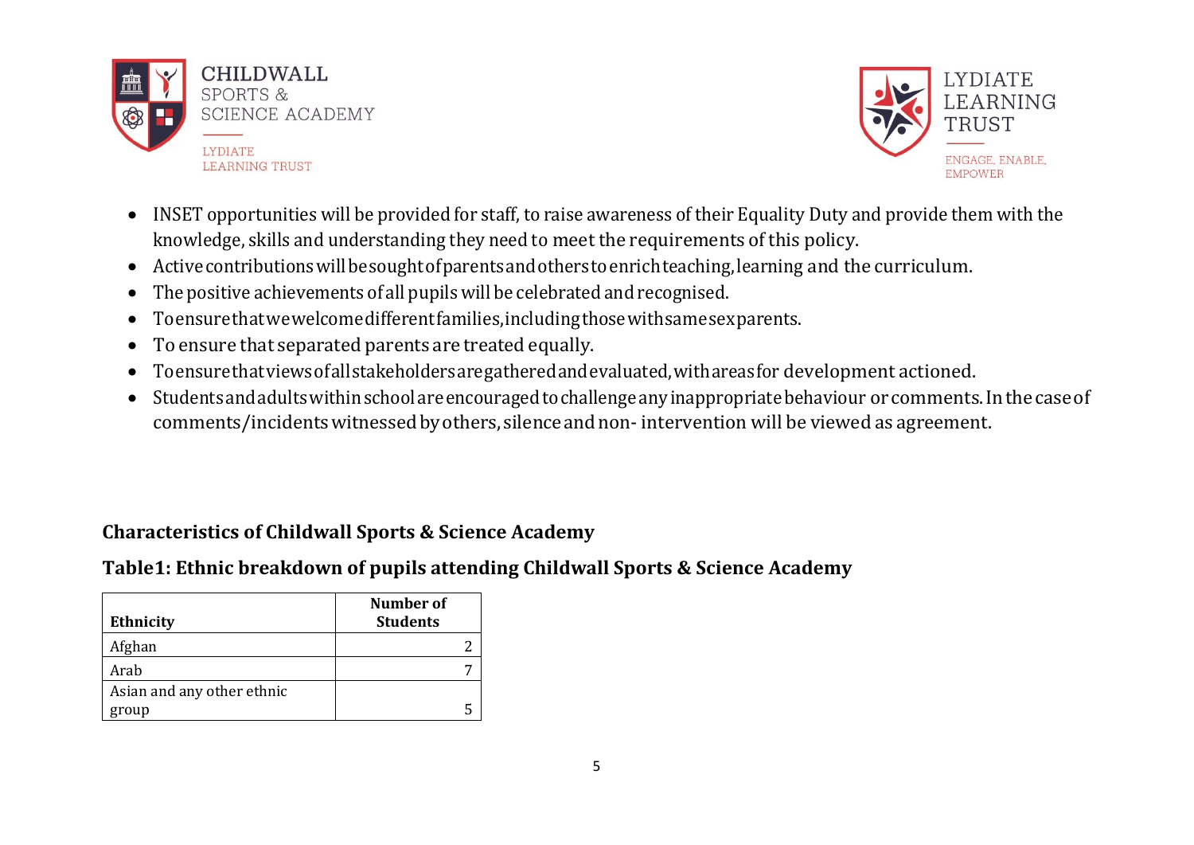- INSET opportunities will be provided for staff, to raise awareness of their Equality Duty and provide them with the knowledge, skills and understanding they need to meet the requirements of this policy.
- Active contributions will be sought of parents and others to enrich teaching, learning and the curriculum.
- The positive achievements of all pupils will be celebrated and recognised.
- To ensure that we welcome different families, including those with same sex parents.
- To ensure that separated parents are treated equally.
- To ensure that views of all stakeholders are gathered and evaluated, with areas for development actioned.
- Students and adults within school are encouraged to challenge any inappropriate behaviour or comments. In the case of comments/incidents witnessed by others, silence and non- intervention will be viewed as agreement.

**Characteristics of Childwall Sports & Science Academy**

**Table1: Ethnic breakdown of pupils attending Childwall Sports & Science Academy**

| Ethnicity | Number of Students |
|---|---|
| Afghan | 2 |
| Arab | 7 |
| Asian and any other ethnic group | 5 |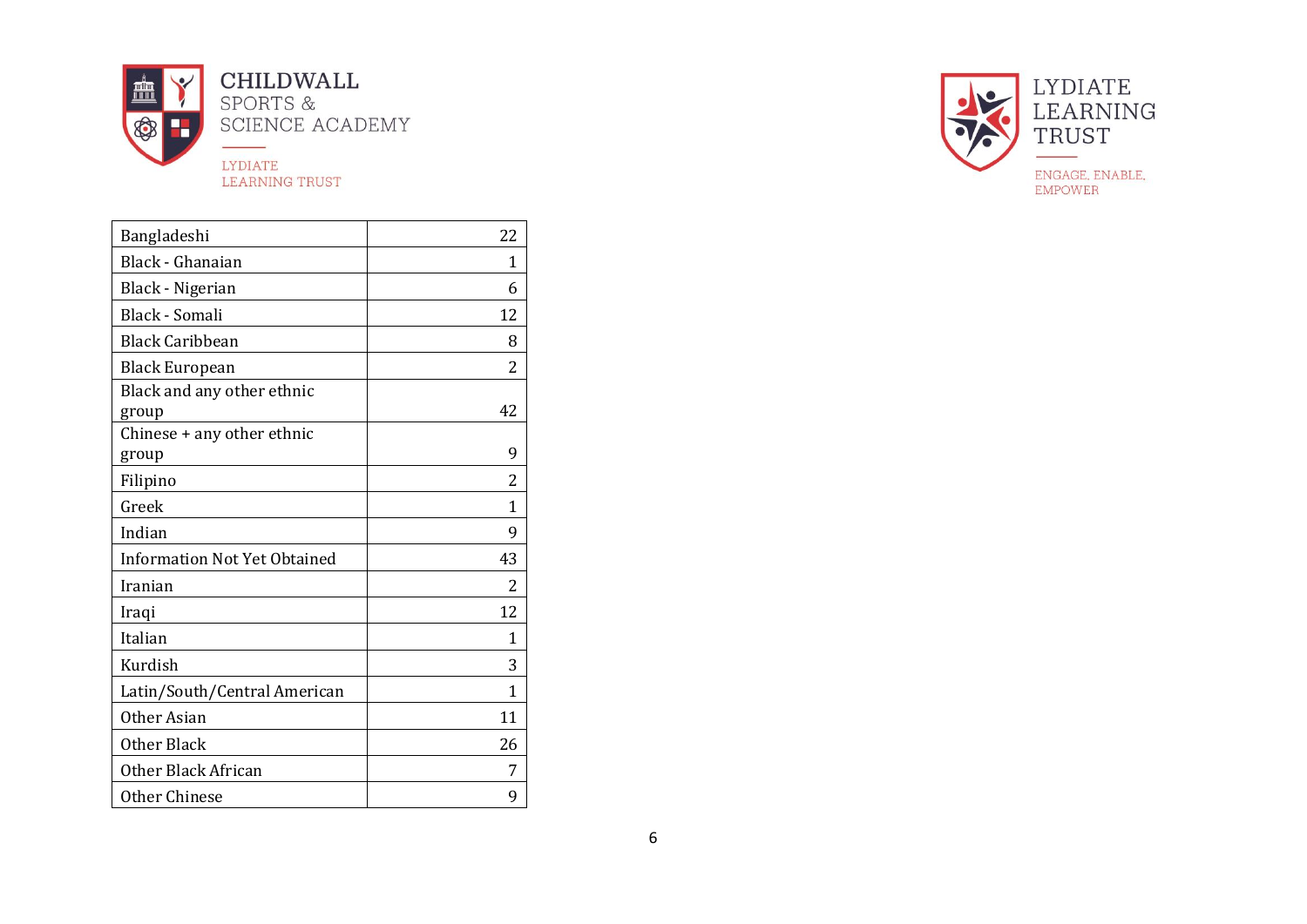| Bangladeshi | 22 |
|---|---|
| Black - Ghanaian | 1 |
| Black - Nigerian | 6 |
| Black - Somali | 12 |
| Black Caribbean | 8 |
| Black European | 2 |
| Black and any other ethnic group | 42 |
| Chinese + any other ethnic group | 9 |
| Filipino | 2 |
| Greek | 1 |
| Indian | 9 |
| Information Not Yet Obtained | 43 |
| Iranian | 2 |
| Iraqi | 12 |
| Italian | 1 |
| Kurdish | 3 |
| Latin/South/Central American | 1 |
| Other Asian | 11 |
| Other Black | 26 |
| Other Black African | 7 |
| Other Chinese | 9 |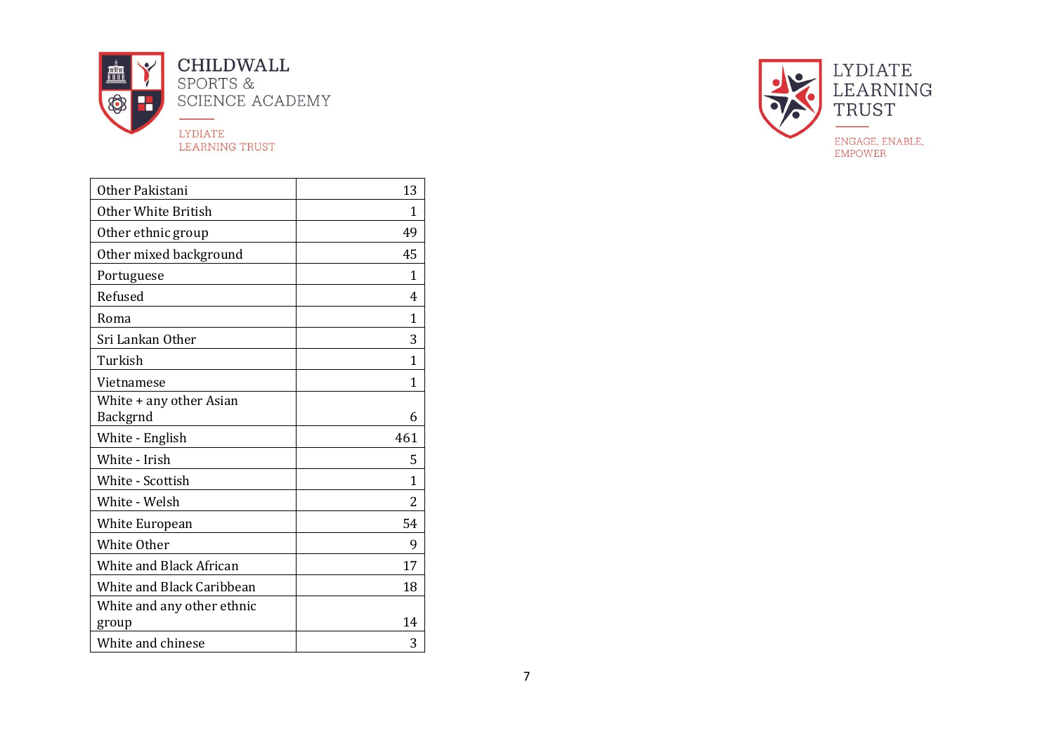| Other Pakistani | 13 |
|---|---|
| Other White British | 1 |
| Other ethnic group | 49 |
| Other mixed background | 45 |
| Portuguese | 1 |
| Refused | 4 |
| Roma | 1 |
| Sri Lankan Other | 3 |
| Turkish | 1 |
| Vietnamese | 1 |
| White + any other Asian Backgrnd | 6 |
| White - English | 461 |
| White - Irish | 5 |
| White - Scottish | 1 |
| White - Welsh | 2 |
| White European | 54 |
| White Other | 9 |
| White and Black African | 17 |
| White and Black Caribbean | 18 |
| White and any other ethnic group | 14 |
| White and chinese | 3 |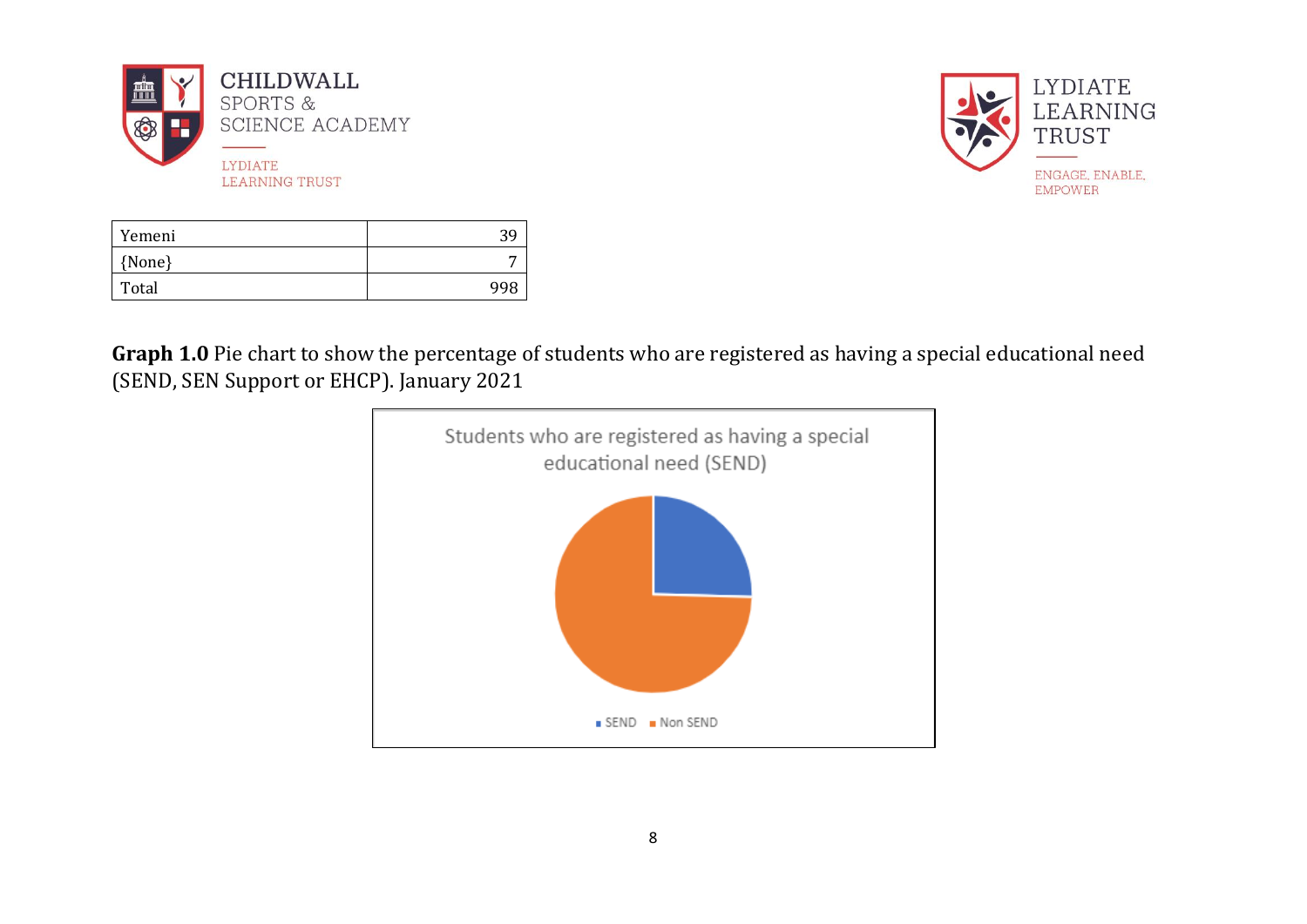| Yemeni | 39 |
|---|---|
| {None} | 7 |
| Total | 998 |

**Graph 1.0** Pie chart to show the percentage of students who are registered as having a special educational need (SEND, SEN Support or EHCP). January 2021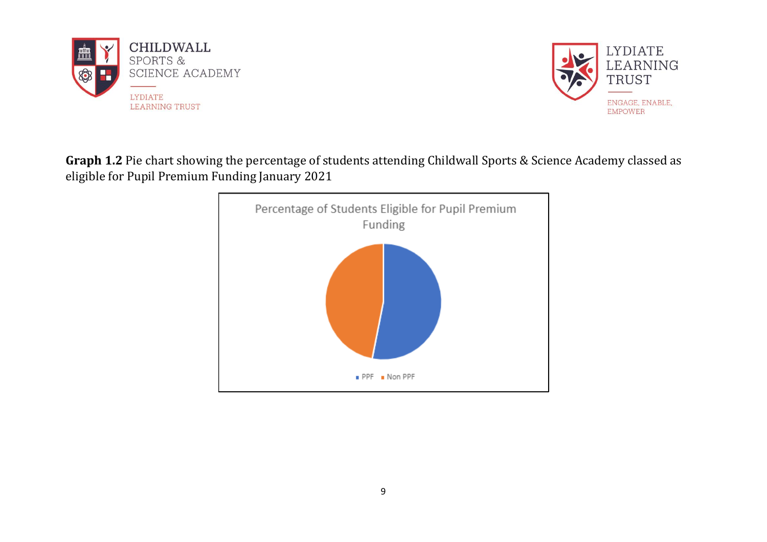**Graph 1.2** Pie chart showing the percentage of students attending Childwall Sports & Science Academy classed as eligible for Pupil Premium Funding January 2021

Percentage of Students Eligible for Pupil Premium Funding

PPF   Non PPF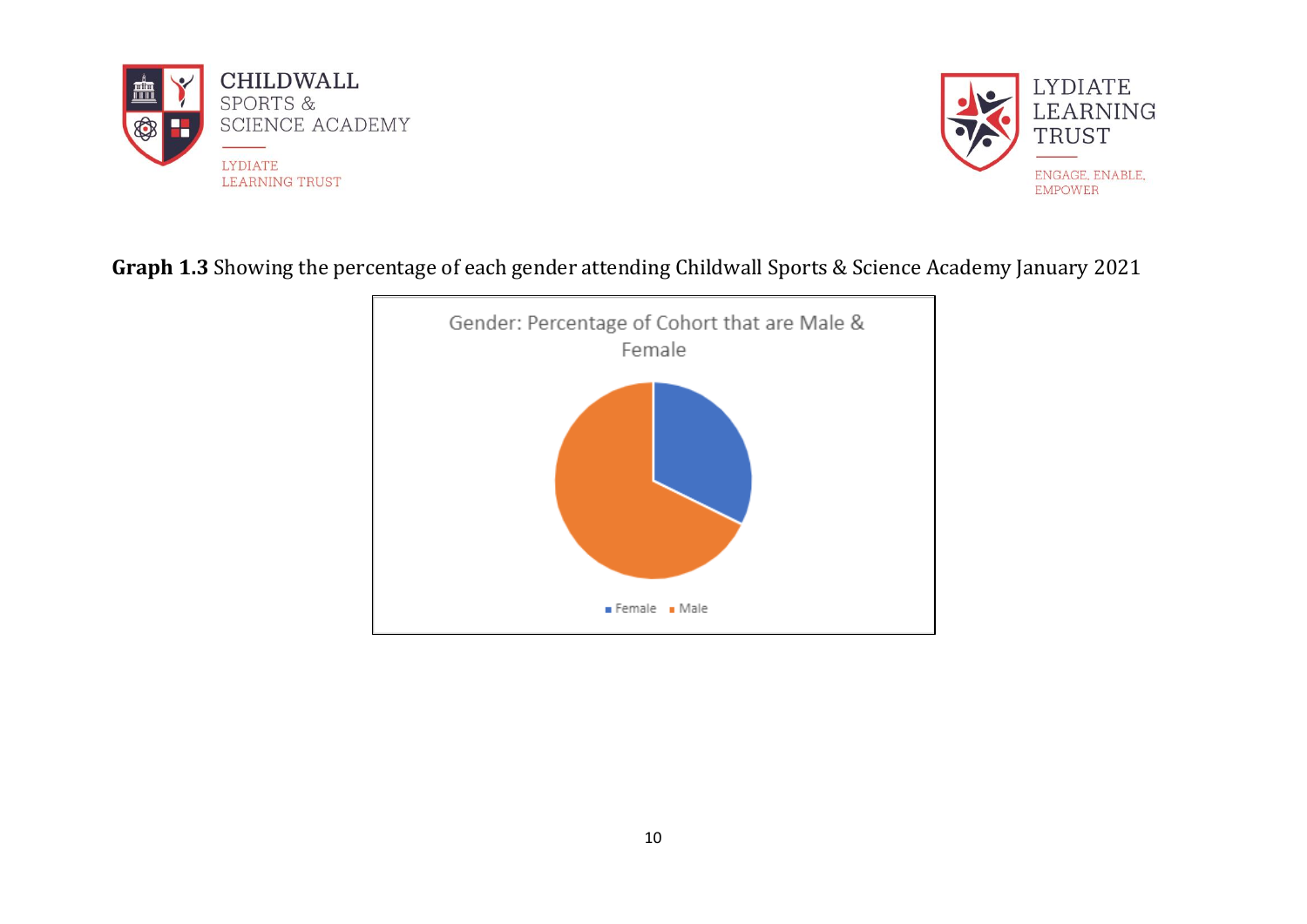**Graph 1.3** Showing the percentage of each gender attending Childwall Sports & Science Academy January 2021

Gender: Percentage of Cohort that are Male & Female

Female Male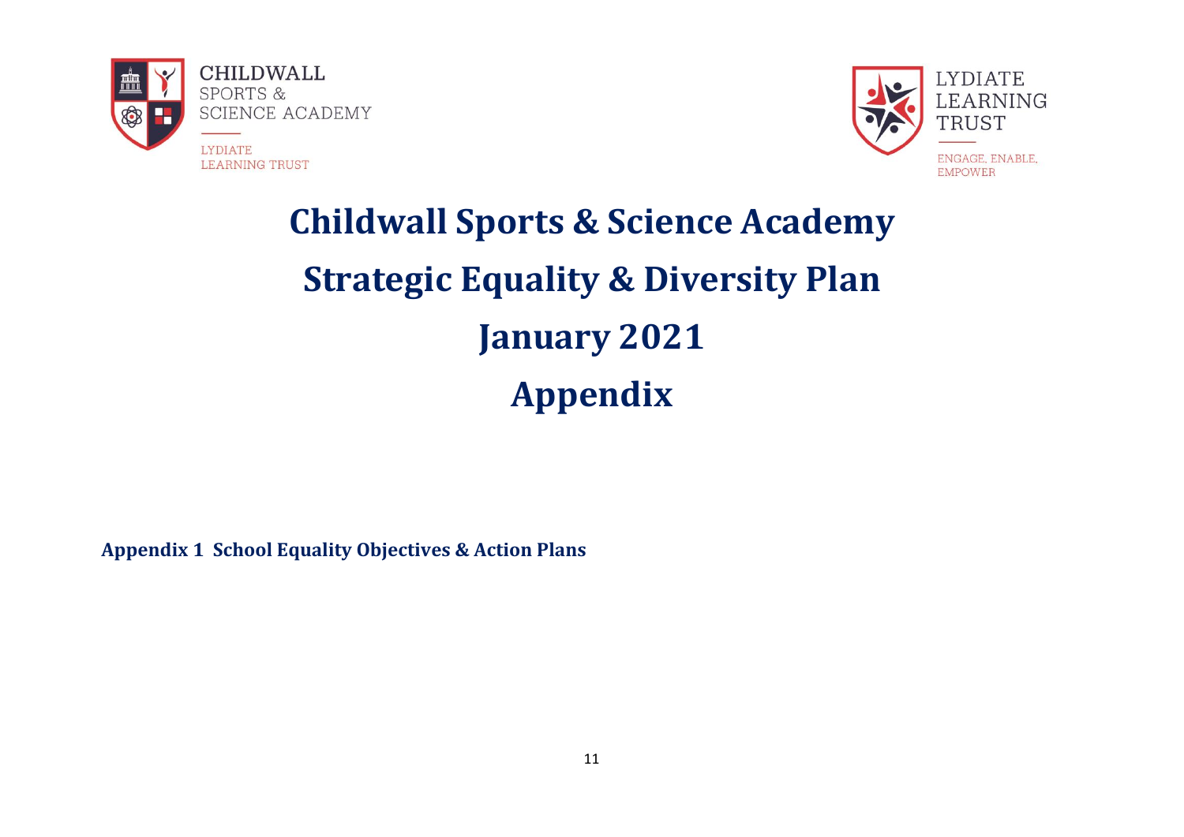CHILDWALL
SPORTS &
SCIENCE ACADEMY

LYDIATE
LEARNING TRUST

LYDIATE
LEARNING
TRUST

ENGAGE, ENABLE,
EMPOWER

# Childwall Sports & Science Academy

# Strategic Equality & Diversity Plan

# January 2021

# Appendix

**Appendix 1 School Equality Objectives & Action Plans**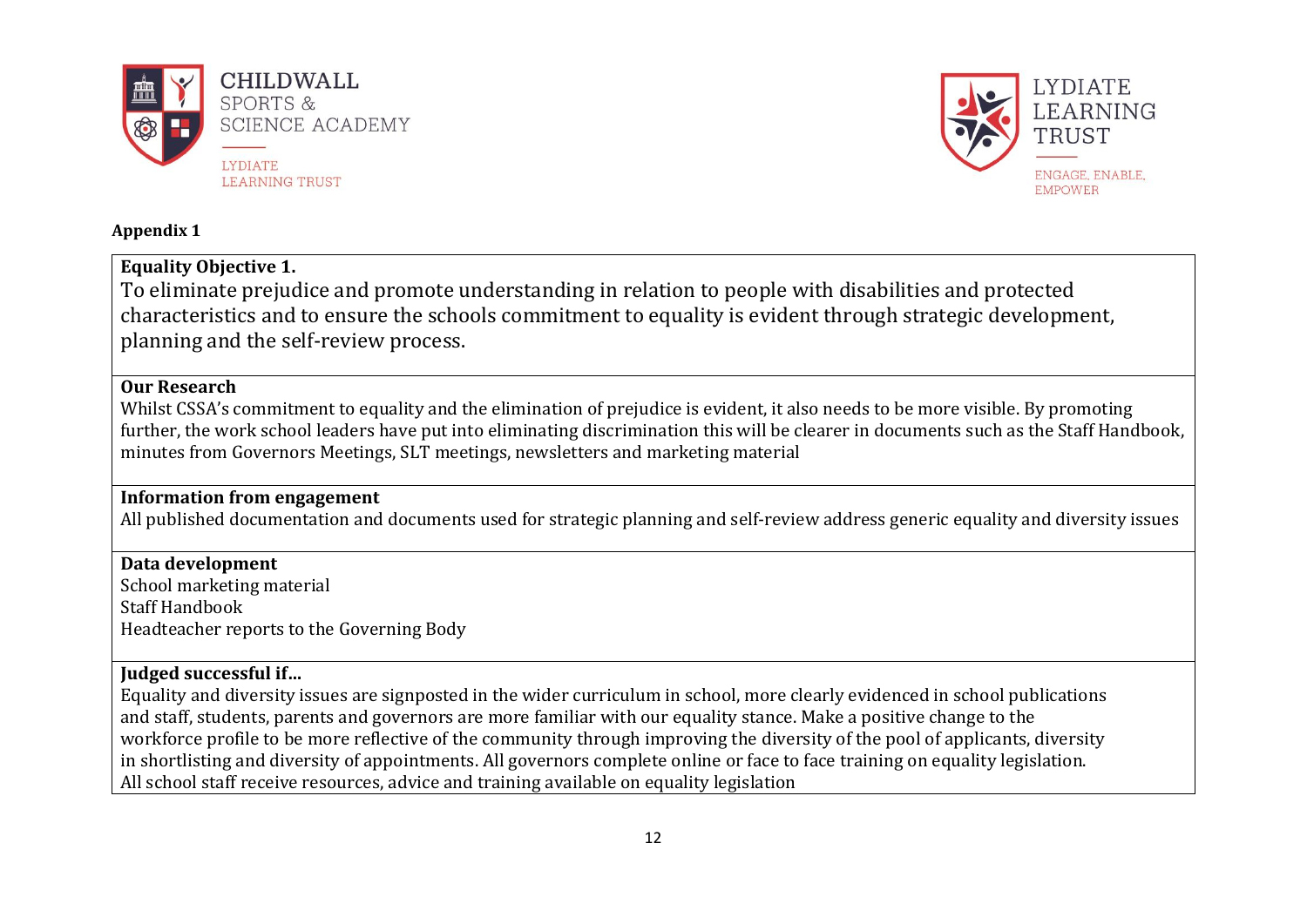**Appendix 1**

**Equality Objective 1.**

To eliminate prejudice and promote understanding in relation to people with disabilities and protected characteristics and to ensure the schools commitment to equality is evident through strategic development, planning and the self-review process.

**Our Research**

Whilst CSSA's commitment to equality and the elimination of prejudice is evident, it also needs to be more visible. By promoting further, the work school leaders have put into eliminating discrimination this will be clearer in documents such as the Staff Handbook, minutes from Governors Meetings, SLT meetings, newsletters and marketing material

**Information from engagement**

All published documentation and documents used for strategic planning and self-review address generic equality and diversity issues

**Data development**

School marketing material
Staff Handbook
Headteacher reports to the Governing Body

**Judged successful if…**

Equality and diversity issues are signposted in the wider curriculum in school, more clearly evidenced in school publications and staff, students, parents and governors are more familiar with our equality stance. Make a positive change to the workforce profile to be more reflective of the community through improving the diversity of the pool of applicants, diversity in shortlisting and diversity of appointments. All governors complete online or face to face training on equality legislation. All school staff receive resources, advice and training available on equality legislation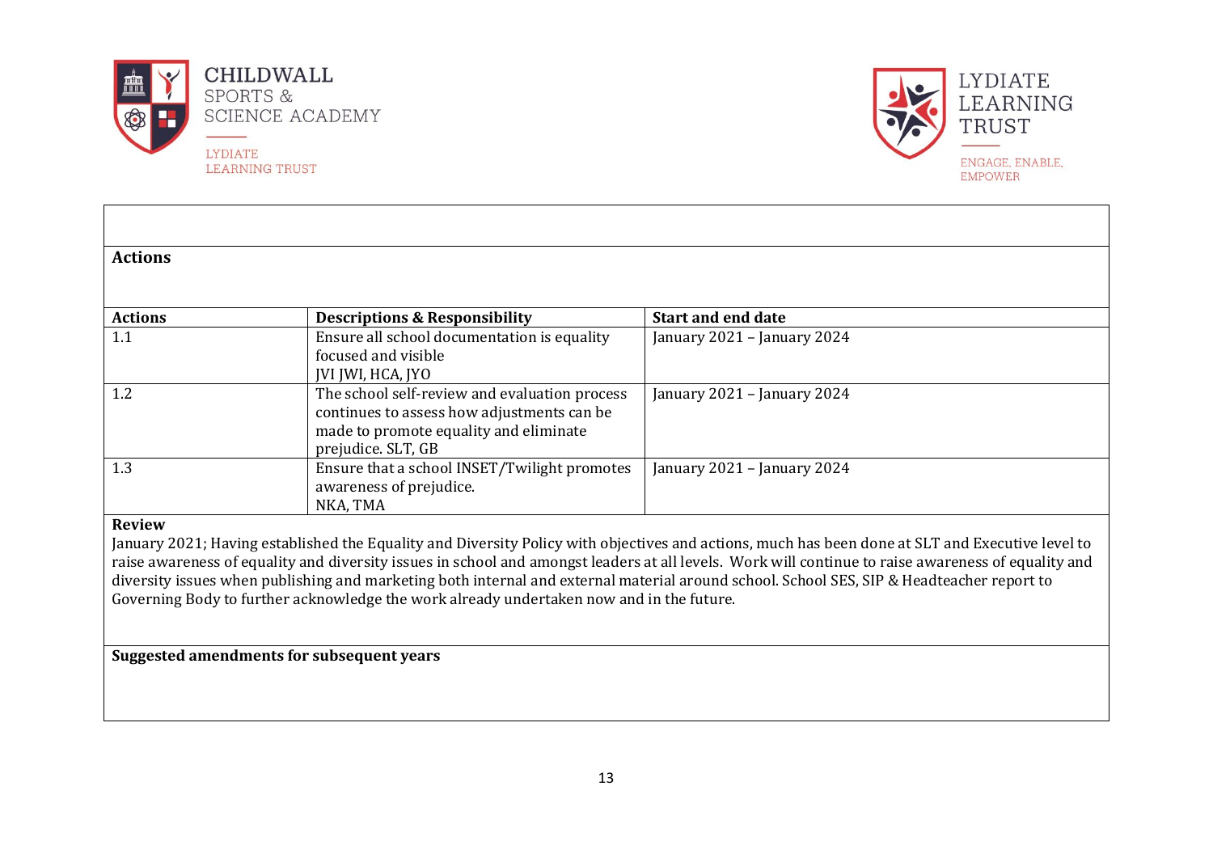**Actions**

| Actions | Descriptions & Responsibility | Start and end date |
|---|---|---|
| 1.1 | Ensure all school documentation is equality focused and visible<br>JVI JWI, HCA, JYO | January 2021 – January 2024 |
| 1.2 | The school self-review and evaluation process continues to assess how adjustments can be made to promote equality and eliminate prejudice. SLT, GB | January 2021 – January 2024 |
| 1.3 | Ensure that a school INSET/Twilight promotes awareness of prejudice.<br>NKA, TMA | January 2021 – January 2024 |

**Review**

January 2021; Having established the Equality and Diversity Policy with objectives and actions, much has been done at SLT and Executive level to raise awareness of equality and diversity issues in school and amongst leaders at all levels. Work will continue to raise awareness of equality and diversity issues when publishing and marketing both internal and external material around school. School SES, SIP & Headteacher report to Governing Body to further acknowledge the work already undertaken now and in the future.

**Suggested amendments for subsequent years**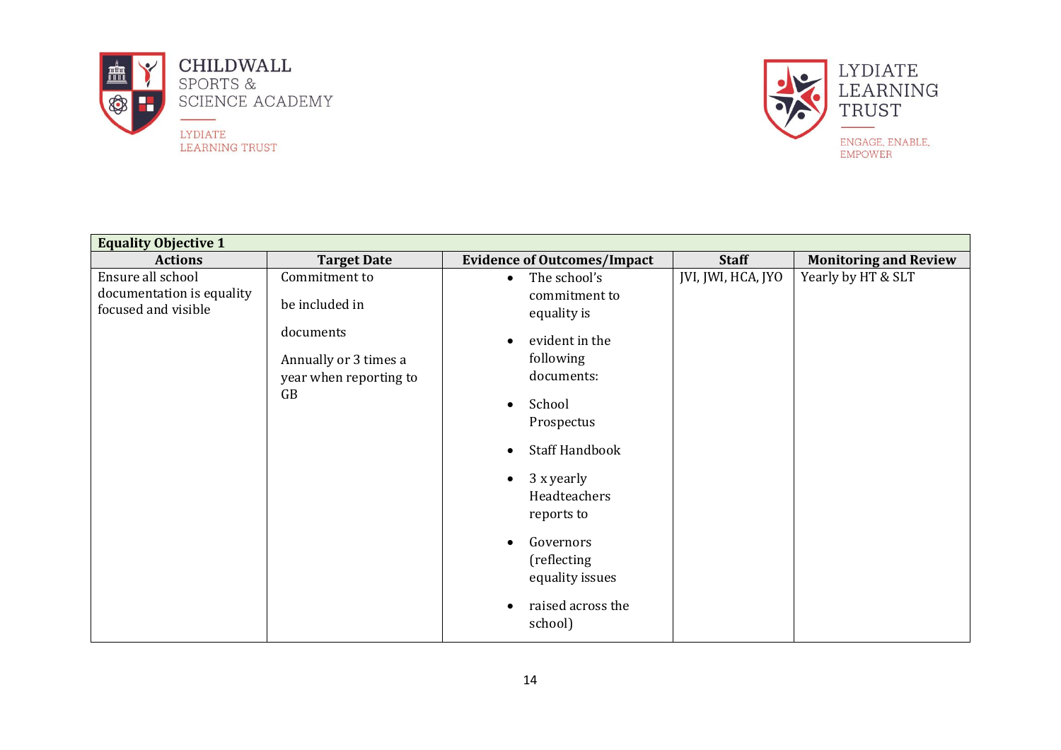CHILDWALL SPORTS & SCIENCE ACADEMY

LYDIATE LEARNING TRUST

LYDIATE LEARNING TRUST

ENGAGE, ENABLE, EMPOWER

| Equality Objective 1 | | | | |
|---|---|---|---|---|
| **Actions** | **Target Date** | **Evidence of Outcomes/Impact** | **Staff** | **Monitoring and Review** |
| Ensure all school documentation is equality focused and visible | Commitment to be included in documents<br><br>Annually or 3 times a year when reporting to GB | • The school's commitment to equality is<br>• evident in the following documents:<br>• School Prospectus<br>• Staff Handbook<br>• 3 x yearly Headteachers reports to<br>• Governors (reflecting equality issues<br>• raised across the school) | JVI, JWI, HCA, JYO | Yearly by HT & SLT |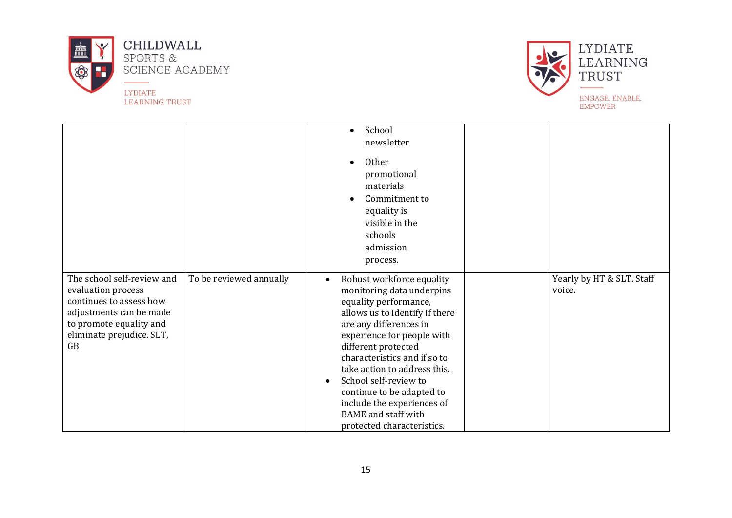| | | | | |
|---|---|---|---|---|
| | | • School newsletter<br>• Other promotional materials<br>• Commitment to equality is visible in the schools admission process. | | |
| The school self-review and evaluation process continues to assess how adjustments can be made to promote equality and eliminate prejudice. SLT, GB | To be reviewed annually | • Robust workforce equality monitoring data underpins equality performance, allows us to identify if there are any differences in experience for people with different protected characteristics and if so to take action to address this.<br>• School self-review to continue to be adapted to include the experiences of BAME and staff with protected characteristics. | | Yearly by HT & SLT. Staff voice. |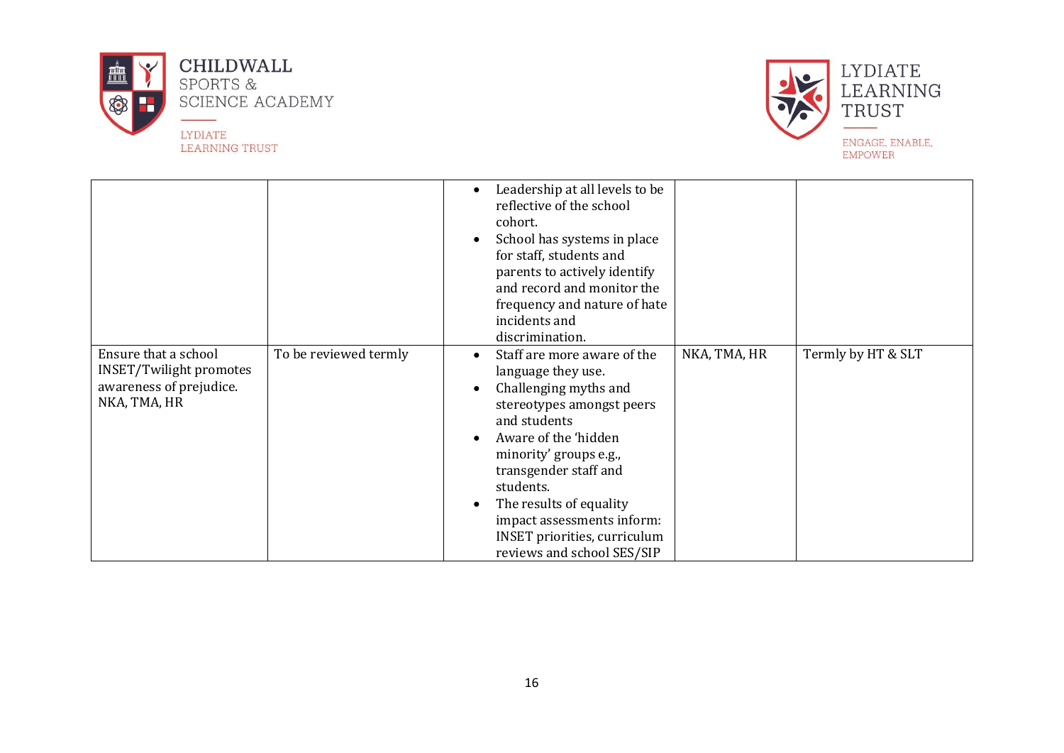| | | | | |
|---|---|---|---|---|
| | | • Leadership at all levels to be reflective of the school cohort.<br>• School has systems in place for staff, students and parents to actively identify and record and monitor the frequency and nature of hate incidents and discrimination. | | |
| Ensure that a school INSET/Twilight promotes awareness of prejudice. NKA, TMA, HR | To be reviewed termly | • Staff are more aware of the language they use.<br>• Challenging myths and stereotypes amongst peers and students<br>• Aware of the 'hidden minority' groups e.g., transgender staff and students.<br>• The results of equality impact assessments inform: INSET priorities, curriculum reviews and school SES/SIP | NKA, TMA, HR | Termly by HT & SLT |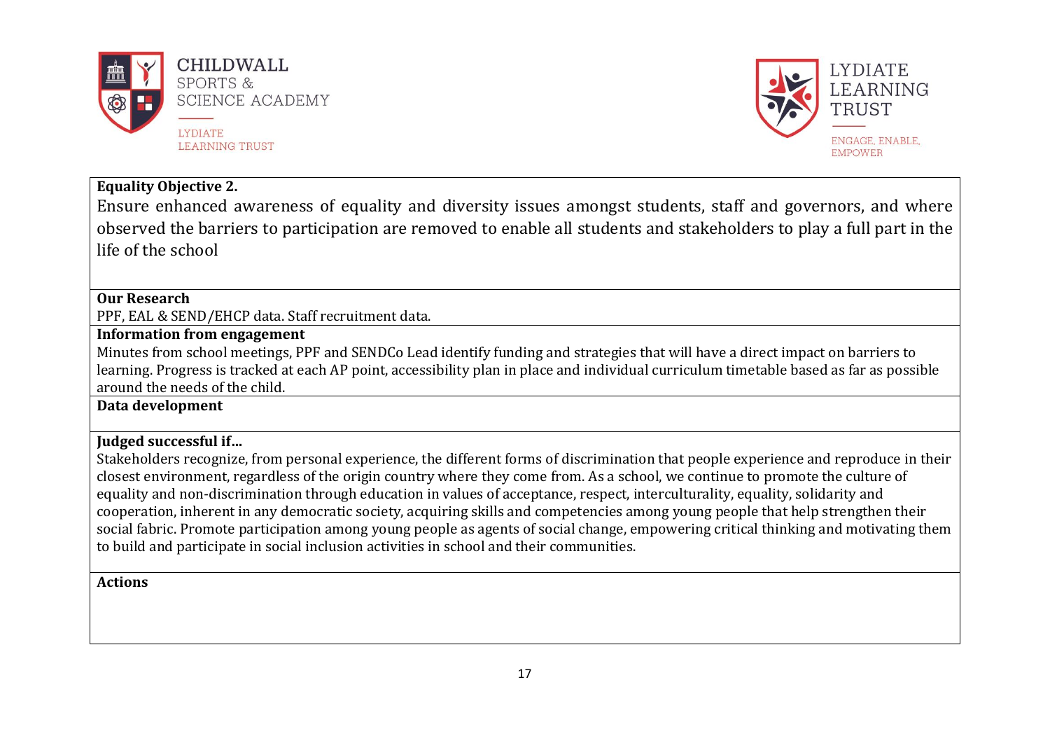**Equality Objective 2.**

Ensure enhanced awareness of equality and diversity issues amongst students, staff and governors, and where observed the barriers to participation are removed to enable all students and stakeholders to play a full part in the life of the school

**Our Research**

PPF, EAL & SEND/EHCP data. Staff recruitment data.

**Information from engagement**

Minutes from school meetings, PPF and SENDCo Lead identify funding and strategies that will have a direct impact on barriers to learning. Progress is tracked at each AP point, accessibility plan in place and individual curriculum timetable based as far as possible around the needs of the child.

**Data development**

**Judged successful if…**

Stakeholders recognize, from personal experience, the different forms of discrimination that people experience and reproduce in their closest environment, regardless of the origin country where they come from. As a school, we continue to promote the culture of equality and non-discrimination through education in values of acceptance, respect, interculturality, equality, solidarity and cooperation, inherent in any democratic society, acquiring skills and competencies among young people that help strengthen their social fabric. Promote participation among young people as agents of social change, empowering critical thinking and motivating them to build and participate in social inclusion activities in school and their communities.

**Actions**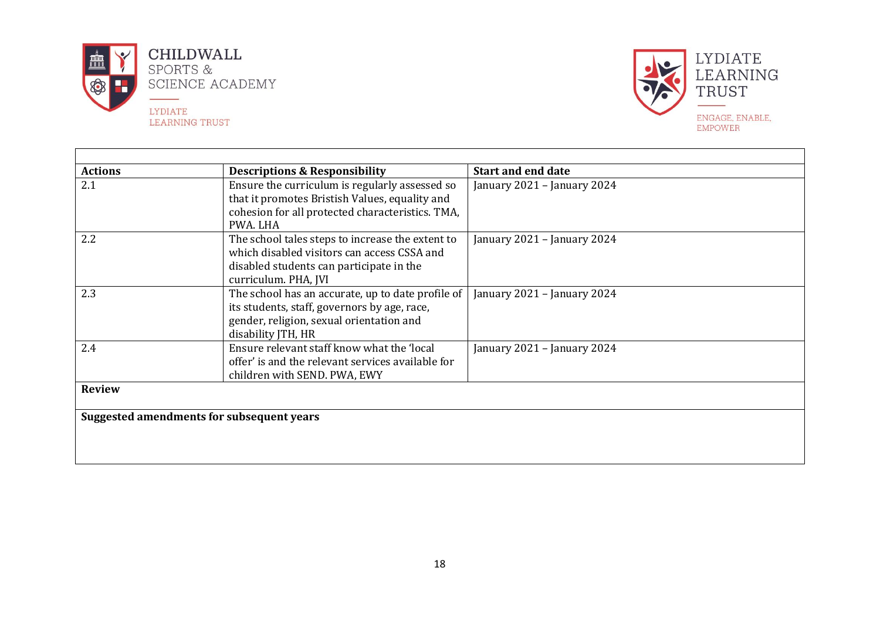| Actions | Descriptions & Responsibility | Start and end date |
|---|---|---|
| 2.1 | Ensure the curriculum is regularly assessed so that it promotes Bristish Values, equality and cohesion for all protected characteristics. TMA, PWA. LHA | January 2021 – January 2024 |
| 2.2 | The school tales steps to increase the extent to which disabled visitors can access CSSA and disabled students can participate in the curriculum. PHA, JVI | January 2021 – January 2024 |
| 2.3 | The school has an accurate, up to date profile of its students, staff, governors by age, race, gender, religion, sexual orientation and disability JTH, HR | January 2021 – January 2024 |
| 2.4 | Ensure relevant staff know what the 'local offer' is and the relevant services available for children with SEND. PWA, EWY | January 2021 – January 2024 |
| **Review** | | |
| **Suggested amendments for subsequent years** | | |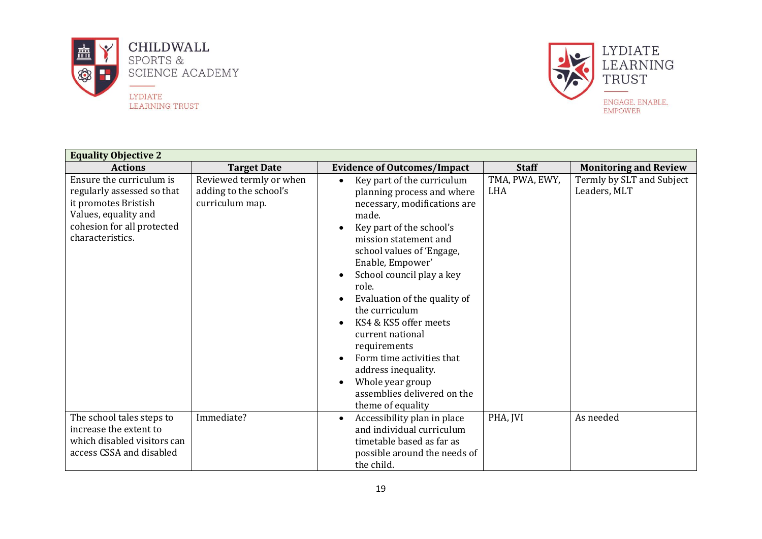| Equality Objective 2 | | | | |
|---|---|---|---|---|
| **Actions** | **Target Date** | **Evidence of Outcomes/Impact** | **Staff** | **Monitoring and Review** |
| Ensure the curriculum is regularly assessed so that it promotes Bristish Values, equality and cohesion for all protected characteristics. | Reviewed termly or when adding to the school's curriculum map. | • Key part of the curriculum planning process and where necessary, modifications are made.<br>• Key part of the school's mission statement and school values of 'Engage, Enable, Empower'<br>• School council play a key role.<br>• Evaluation of the quality of the curriculum<br>• KS4 & KS5 offer meets current national requirements<br>• Form time activities that address inequality.<br>• Whole year group assemblies delivered on the theme of equality | TMA, PWA, EWY, LHA | Termly by SLT and Subject Leaders, MLT |
| The school tales steps to increase the extent to which disabled visitors can access CSSA and disabled | Immediate? | • Accessibility plan in place and individual curriculum timetable based as far as possible around the needs of the child. | PHA, JVI | As needed |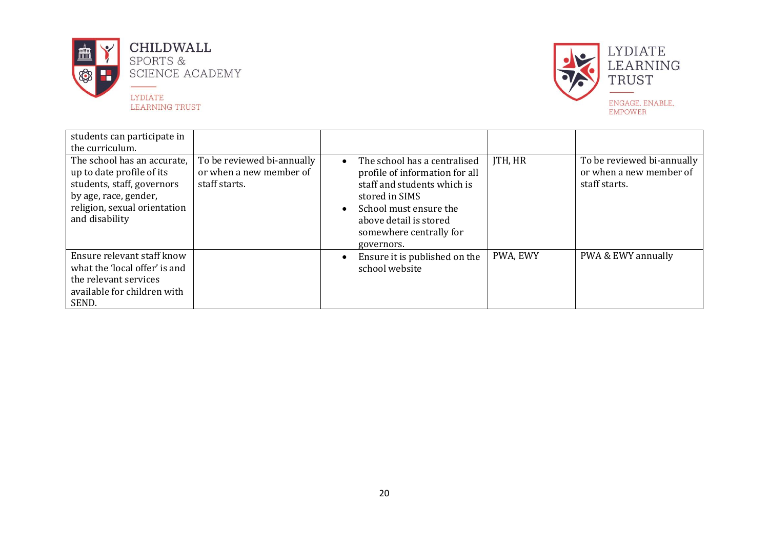| | | | | |
|---|---|---|---|---|
| students can participate in the curriculum. | | | | |
| The school has an accurate, up to date profile of its students, staff, governors by age, race, gender, religion, sexual orientation and disability | To be reviewed bi-annually or when a new member of staff starts. | • The school has a centralised profile of information for all staff and students which is stored in SIMS<br>• School must ensure the above detail is stored somewhere centrally for governors. | JTH, HR | To be reviewed bi-annually or when a new member of staff starts. |
| Ensure relevant staff know what the 'local offer' is and the relevant services available for children with SEND. | | • Ensure it is published on the school website | PWA, EWY | PWA & EWY annually |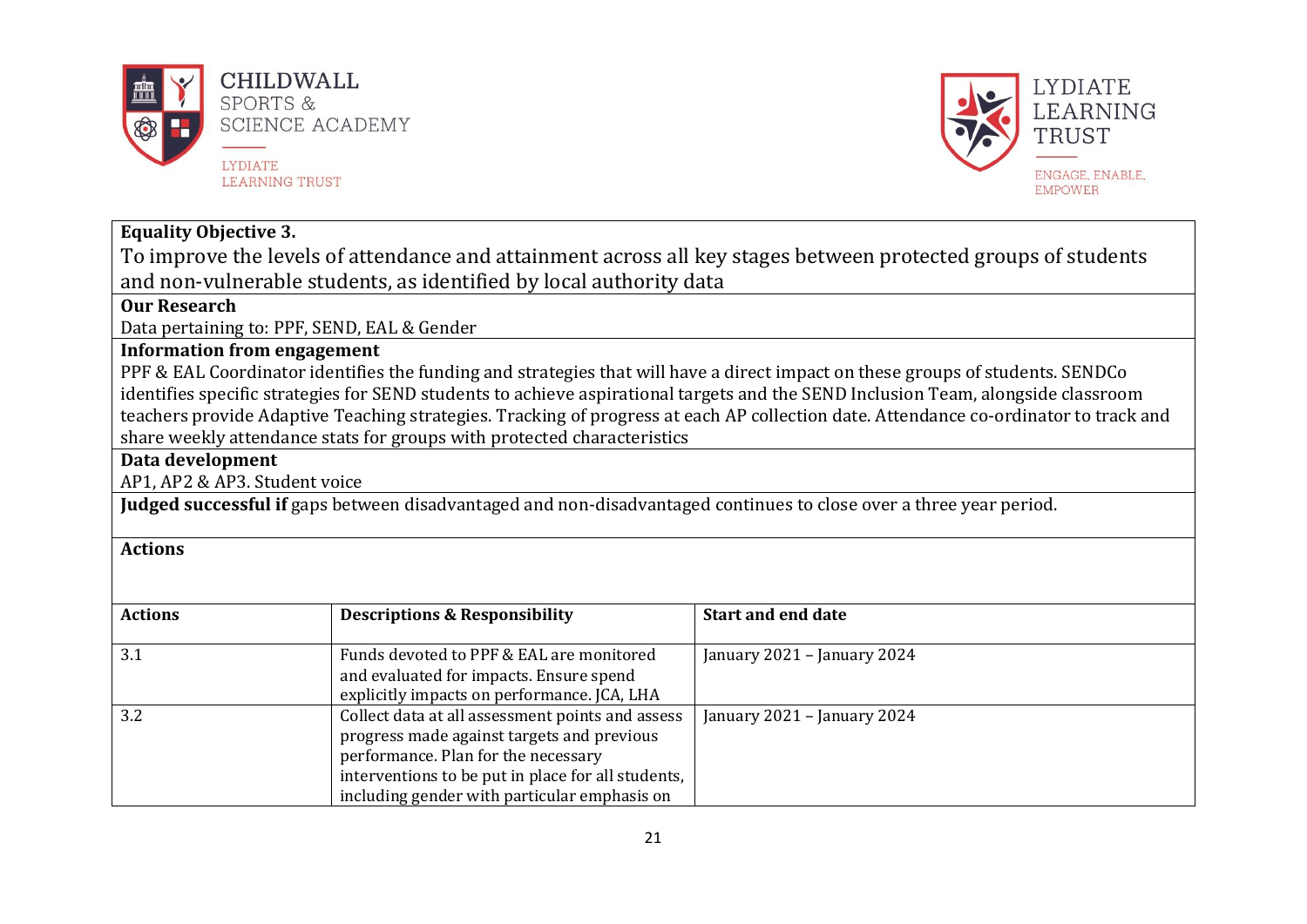**Equality Objective 3.**

To improve the levels of attendance and attainment across all key stages between protected groups of students and non-vulnerable students, as identified by local authority data

**Our Research**

Data pertaining to: PPF, SEND, EAL & Gender

**Information from engagement**

PPF & EAL Coordinator identifies the funding and strategies that will have a direct impact on these groups of students. SENDCo identifies specific strategies for SEND students to achieve aspirational targets and the SEND Inclusion Team, alongside classroom teachers provide Adaptive Teaching strategies. Tracking of progress at each AP collection date. Attendance co-ordinator to track and share weekly attendance stats for groups with protected characteristics

**Data development**

AP1, AP2 & AP3. Student voice

**Judged successful if** gaps between disadvantaged and non-disadvantaged continues to close over a three year period.

**Actions**

| Actions | Descriptions & Responsibility | Start and end date |
|---|---|---|
| 3.1 | Funds devoted to PPF & EAL are monitored and evaluated for impacts. Ensure spend explicitly impacts on performance. JCA, LHA | January 2021 – January 2024 |
| 3.2 | Collect data at all assessment points and assess progress made against targets and previous performance. Plan for the necessary interventions to be put in place for all students, including gender with particular emphasis on | January 2021 – January 2024 |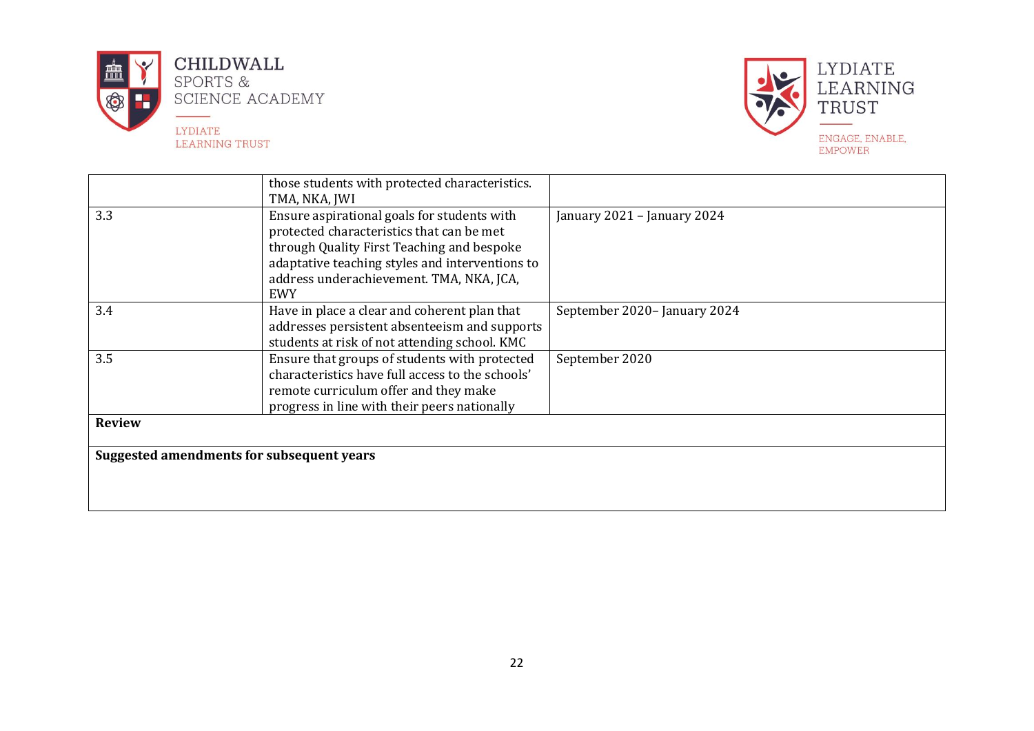| | | |
|---|---|---|
| | those students with protected characteristics. TMA, NKA, JWI | |
| 3.3 | Ensure aspirational goals for students with protected characteristics that can be met through Quality First Teaching and bespoke adaptative teaching styles and interventions to address underachievement. TMA, NKA, JCA, EWY | January 2021 – January 2024 |
| 3.4 | Have in place a clear and coherent plan that addresses persistent absenteeism and supports students at risk of not attending school. KMC | September 2020– January 2024 |
| 3.5 | Ensure that groups of students with protected characteristics have full access to the schools' remote curriculum offer and they make progress in line with their peers nationally | September 2020 |
| **Review** | | |
| **Suggested amendments for subsequent years** | | |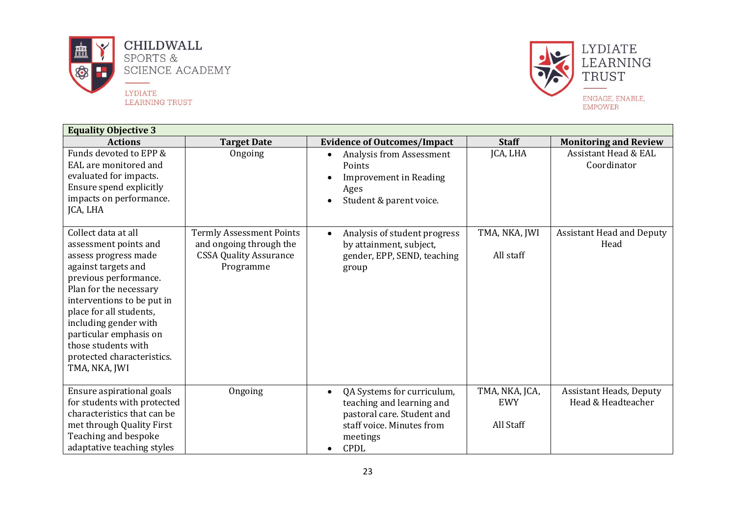| Equality Objective 3 | | | | |
|---|---|---|---|---|
| **Actions** | **Target Date** | **Evidence of Outcomes/Impact** | **Staff** | **Monitoring and Review** |
| Funds devoted to EPP & EAL are monitored and evaluated for impacts. Ensure spend explicitly impacts on performance. JCA, LHA | Ongoing | • Analysis from Assessment Points<br>• Improvement in Reading Ages<br>• Student & parent voice. | JCA, LHA | Assistant Head & EAL Coordinator |
| Collect data at all assessment points and assess progress made against targets and previous performance. Plan for the necessary interventions to be put in place for all students, including gender with particular emphasis on those students with protected characteristics. TMA, NKA, JWI | Termly Assessment Points and ongoing through the CSSA Quality Assurance Programme | • Analysis of student progress by attainment, subject, gender, EPP, SEND, teaching group | TMA, NKA, JWI<br><br>All staff | Assistant Head and Deputy Head |
| Ensure aspirational goals for students with protected characteristics that can be met through Quality First Teaching and bespoke adaptative teaching styles | Ongoing | • QA Systems for curriculum, teaching and learning and pastoral care. Student and staff voice. Minutes from meetings<br>• CPDL | TMA, NKA, JCA, EWY<br><br>All Staff | Assistant Heads, Deputy Head & Headteacher |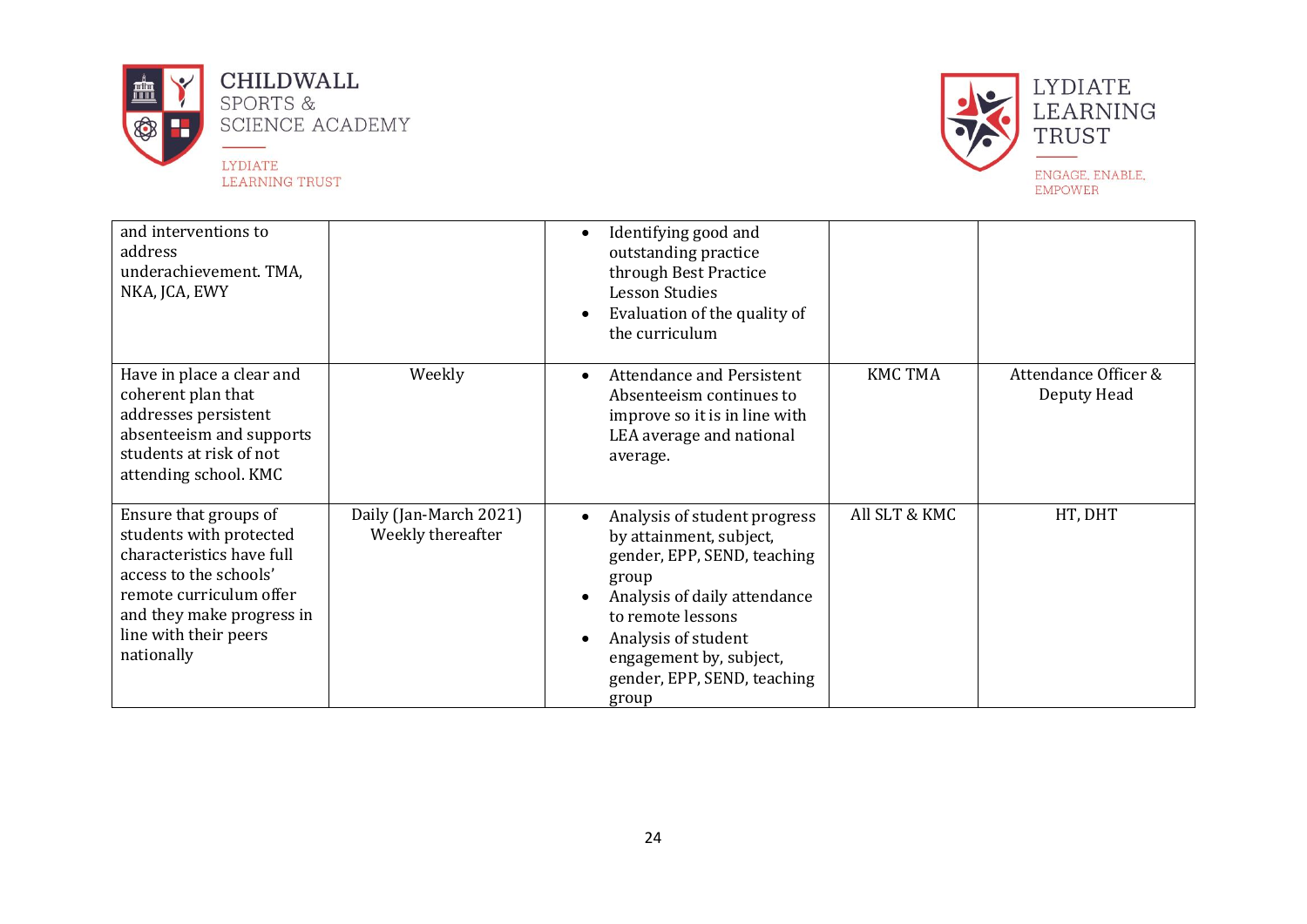| | | | | |
|---|---|---|---|---|
| and interventions to address underachievement. TMA, NKA, JCA, EWY | | • Identifying good and outstanding practice through Best Practice Lesson Studies<br>• Evaluation of the quality of the curriculum | | |
| Have in place a clear and coherent plan that addresses persistent absenteeism and supports students at risk of not attending school. KMC | Weekly | • Attendance and Persistent Absenteeism continues to improve so it is in line with LEA average and national average. | KMC TMA | Attendance Officer & Deputy Head |
| Ensure that groups of students with protected characteristics have full access to the schools' remote curriculum offer and they make progress in line with their peers nationally | Daily (Jan-March 2021)<br>Weekly thereafter | • Analysis of student progress by attainment, subject, gender, EPP, SEND, teaching group<br>• Analysis of daily attendance to remote lessons<br>• Analysis of student engagement by, subject, gender, EPP, SEND, teaching group | All SLT & KMC | HT, DHT |